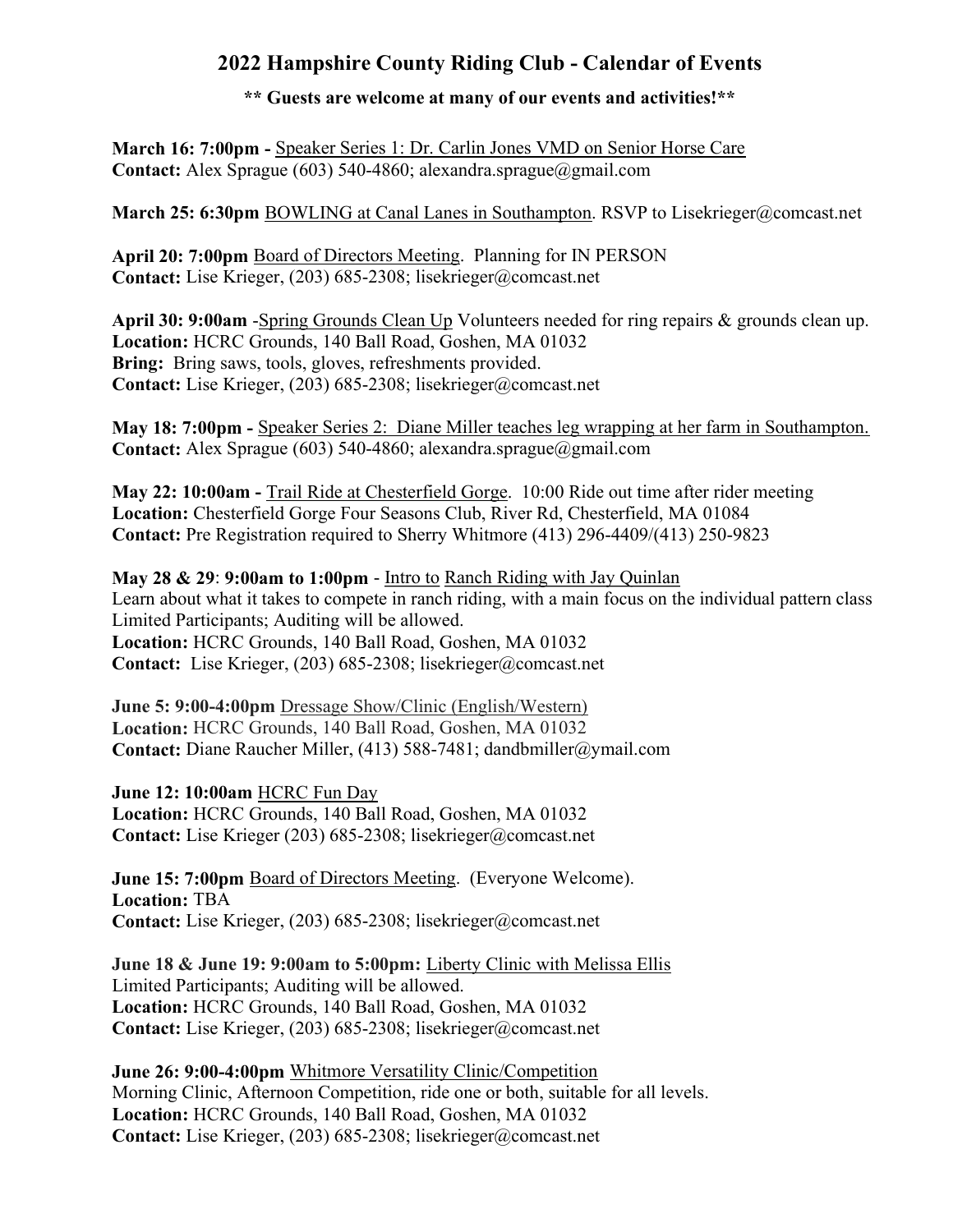## 2022 Hampshire County Riding Club - Calendar of Events

**\*\* Guests are welcome at many of our events and activities!\*\***

**March 16: 7:00pm -** Speaker Series 1: Dr. Carlin Jones VMD on Senior Horse Care
**Contact:** Alex Sprague (603) 540-4860; alexandra.sprague@gmail.com

**March 25: 6:30pm** BOWLING at Canal Lanes in Southampton. RSVP to Lisekrieger@comcast.net

**April 20: 7:00pm** Board of Directors Meeting. Planning for IN PERSON
**Contact:** Lise Krieger, (203) 685-2308; lisekrieger@comcast.net

**April 30: 9:00am** -Spring Grounds Clean Up Volunteers needed for ring repairs & grounds clean up.
**Location:** HCRC Grounds, 140 Ball Road, Goshen, MA 01032
**Bring:** Bring saws, tools, gloves, refreshments provided.
**Contact:** Lise Krieger, (203) 685-2308; lisekrieger@comcast.net

**May 18: 7:00pm -** Speaker Series 2: Diane Miller teaches leg wrapping at her farm in Southampton.
**Contact:** Alex Sprague (603) 540-4860; alexandra.sprague@gmail.com

**May 22: 10:00am -** Trail Ride at Chesterfield Gorge. 10:00 Ride out time after rider meeting
**Location:** Chesterfield Gorge Four Seasons Club, River Rd, Chesterfield, MA 01084
**Contact:** Pre Registration required to Sherry Whitmore (413) 296-4409/(413) 250-9823

**May 28 & 29**: **9:00am to 1:00pm** - Intro to Ranch Riding with Jay Quinlan
Learn about what it takes to compete in ranch riding, with a main focus on the individual pattern class
Limited Participants; Auditing will be allowed.
**Location:** HCRC Grounds, 140 Ball Road, Goshen, MA 01032
**Contact:** Lise Krieger, (203) 685-2308; lisekrieger@comcast.net

**June 5: 9:00-4:00pm** Dressage Show/Clinic (English/Western)
**Location:** HCRC Grounds, 140 Ball Road, Goshen, MA 01032
**Contact:** Diane Raucher Miller, (413) 588-7481; dandbmiller@ymail.com

**June 12: 10:00am** HCRC Fun Day
**Location:** HCRC Grounds, 140 Ball Road, Goshen, MA 01032
**Contact:** Lise Krieger (203) 685-2308; lisekrieger@comcast.net

**June 15: 7:00pm** Board of Directors Meeting. (Everyone Welcome).
**Location:** TBA
**Contact:** Lise Krieger, (203) 685-2308; lisekrieger@comcast.net

**June 18 & June 19: 9:00am to 5:00pm:** Liberty Clinic with Melissa Ellis
Limited Participants; Auditing will be allowed.
**Location:** HCRC Grounds, 140 Ball Road, Goshen, MA 01032
**Contact:** Lise Krieger, (203) 685-2308; lisekrieger@comcast.net

**June 26: 9:00-4:00pm** Whitmore Versatility Clinic/Competition
Morning Clinic, Afternoon Competition, ride one or both, suitable for all levels.
**Location:** HCRC Grounds, 140 Ball Road, Goshen, MA 01032
**Contact:** Lise Krieger, (203) 685-2308; lisekrieger@comcast.net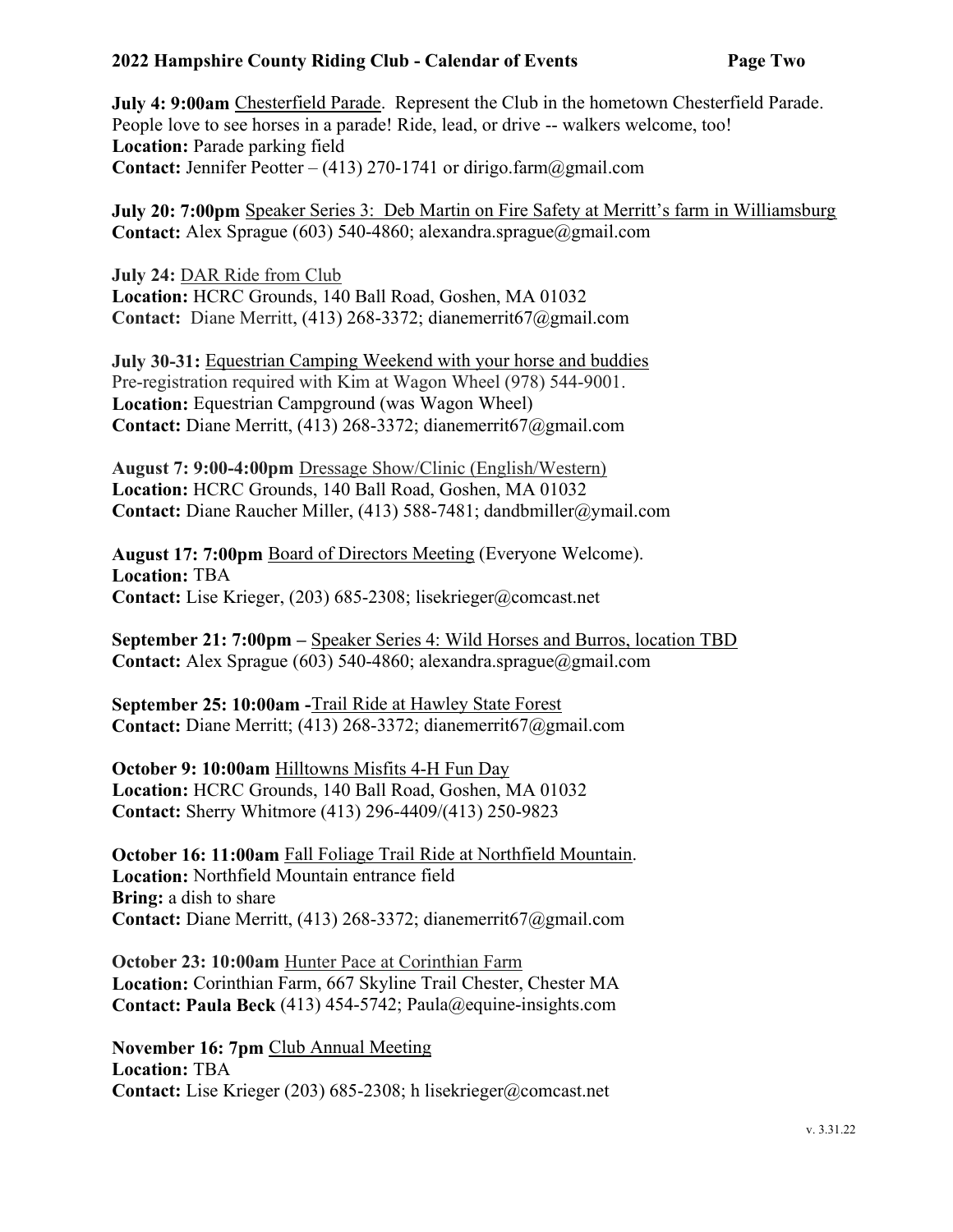**July 4: 9:00am** Chesterfield Parade. Represent the Club in the hometown Chesterfield Parade. People love to see horses in a parade! Ride, lead, or drive -- walkers welcome, too!
**Location:** Parade parking field
**Contact:** Jennifer Peotter – (413) 270-1741 or dirigo.farm@gmail.com

**July 20: 7:00pm** Speaker Series 3: Deb Martin on Fire Safety at Merritt's farm in Williamsburg
**Contact:** Alex Sprague (603) 540-4860; alexandra.sprague@gmail.com

**July 24:** DAR Ride from Club
**Location:** HCRC Grounds, 140 Ball Road, Goshen, MA 01032
**Contact:** Diane Merritt, (413) 268-3372; dianemerrit67@gmail.com

**July 30-31:** Equestrian Camping Weekend with your horse and buddies
Pre-registration required with Kim at Wagon Wheel (978) 544-9001.
**Location:** Equestrian Campground (was Wagon Wheel)
**Contact:** Diane Merritt, (413) 268-3372; dianemerrit67@gmail.com

**August 7: 9:00-4:00pm** Dressage Show/Clinic (English/Western)
**Location:** HCRC Grounds, 140 Ball Road, Goshen, MA 01032
**Contact:** Diane Raucher Miller, (413) 588-7481; dandbmiller@ymail.com

**August 17: 7:00pm** Board of Directors Meeting (Everyone Welcome).
**Location:** TBA
**Contact:** Lise Krieger, (203) 685-2308; lisekrieger@comcast.net

**September 21: 7:00pm –** Speaker Series 4: Wild Horses and Burros, location TBD
**Contact:** Alex Sprague (603) 540-4860; alexandra.sprague@gmail.com

**September 25: 10:00am -**Trail Ride at Hawley State Forest
**Contact:** Diane Merritt; (413) 268-3372; dianemerrit67@gmail.com

**October 9: 10:00am** Hilltowns Misfits 4-H Fun Day
**Location:** HCRC Grounds, 140 Ball Road, Goshen, MA 01032
**Contact:** Sherry Whitmore (413) 296-4409/(413) 250-9823

**October 16: 11:00am** Fall Foliage Trail Ride at Northfield Mountain.
**Location:** Northfield Mountain entrance field
**Bring:** a dish to share
**Contact:** Diane Merritt, (413) 268-3372; dianemerrit67@gmail.com

**October 23: 10:00am** Hunter Pace at Corinthian Farm
**Location:** Corinthian Farm, 667 Skyline Trail Chester, Chester MA
**Contact: Paula Beck** (413) 454-5742; Paula@equine-insights.com

**November 16: 7pm** Club Annual Meeting
**Location:** TBA
**Contact:** Lise Krieger (203) 685-2308; h lisekrieger@comcast.net

v. 3.31.22